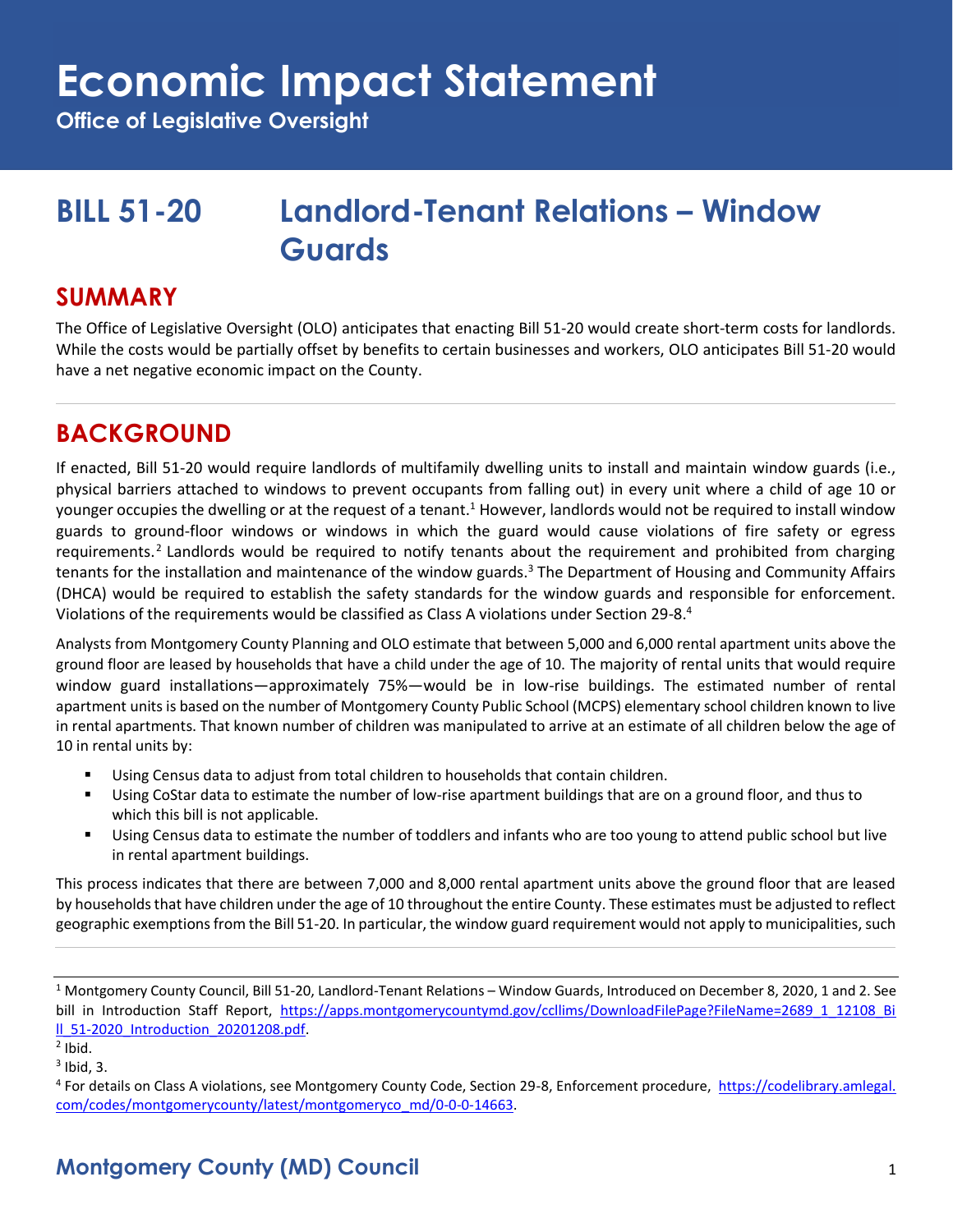# Economic Impact Statement

**Office of Legislative Oversight**

## BILL 51-20 Landlord-Tenant Relations – Window Guards

## SUMMARY

The Office of Legislative Oversight (OLO) anticipates that enacting Bill 51-20 would create short-term costs for landlords. While the costs would be partially offset by benefits to certain businesses and workers, OLO anticipates Bill 51-20 would have a net negative economic impact on the County.

## BACKGROUND

If enacted, Bill 51-20 would require landlords of multifamily dwelling units to install and maintain window guards (i.e., physical barriers attached to windows to prevent occupants from falling out) in every unit where a child of age 10 or younger occupies the dwelling or at the request of a tenant.[1] However, landlords would not be required to install window guards to ground-floor windows or windows in which the guard would cause violations of fire safety or egress requirements.[2] Landlords would be required to notify tenants about the requirement and prohibited from charging tenants for the installation and maintenance of the window guards.[3] The Department of Housing and Community Affairs (DHCA) would be required to establish the safety standards for the window guards and responsible for enforcement. Violations of the requirements would be classified as Class A violations under Section 29-8.[4]

Analysts from Montgomery County Planning and OLO estimate that between 5,000 and 6,000 rental apartment units above the ground floor are leased by households that have a child under the age of 10. The majority of rental units that would require window guard installations—approximately 75%—would be in low-rise buildings. The estimated number of rental apartment units is based on the number of Montgomery County Public School (MCPS) elementary school children known to live in rental apartments. That known number of children was manipulated to arrive at an estimate of all children below the age of 10 in rental units by:

- Using Census data to adjust from total children to households that contain children.
- Using CoStar data to estimate the number of low-rise apartment buildings that are on a ground floor, and thus to which this bill is not applicable.
- Using Census data to estimate the number of toddlers and infants who are too young to attend public school but live in rental apartment buildings.

This process indicates that there are between 7,000 and 8,000 rental apartment units above the ground floor that are leased by households that have children under the age of 10 throughout the entire County. These estimates must be adjusted to reflect geographic exemptions from the Bill 51-20. In particular, the window guard requirement would not apply to municipalities, such

---

[1] Montgomery County Council, Bill 51-20, Landlord-Tenant Relations – Window Guards, Introduced on December 8, 2020, 1 and 2. See bill in Introduction Staff Report, https://apps.montgomerycountymd.gov/ccllims/DownloadFilePage?FileName=2689_1_12108_Bill_51-2020_Introduction_20201208.pdf.

[2] Ibid.

[3] Ibid, 3.

[4] For details on Class A violations, see Montgomery County Code, Section 29-8, Enforcement procedure, https://codelibrary.amlegal.com/codes/montgomerycounty/latest/montgomeryco_md/0-0-0-14663.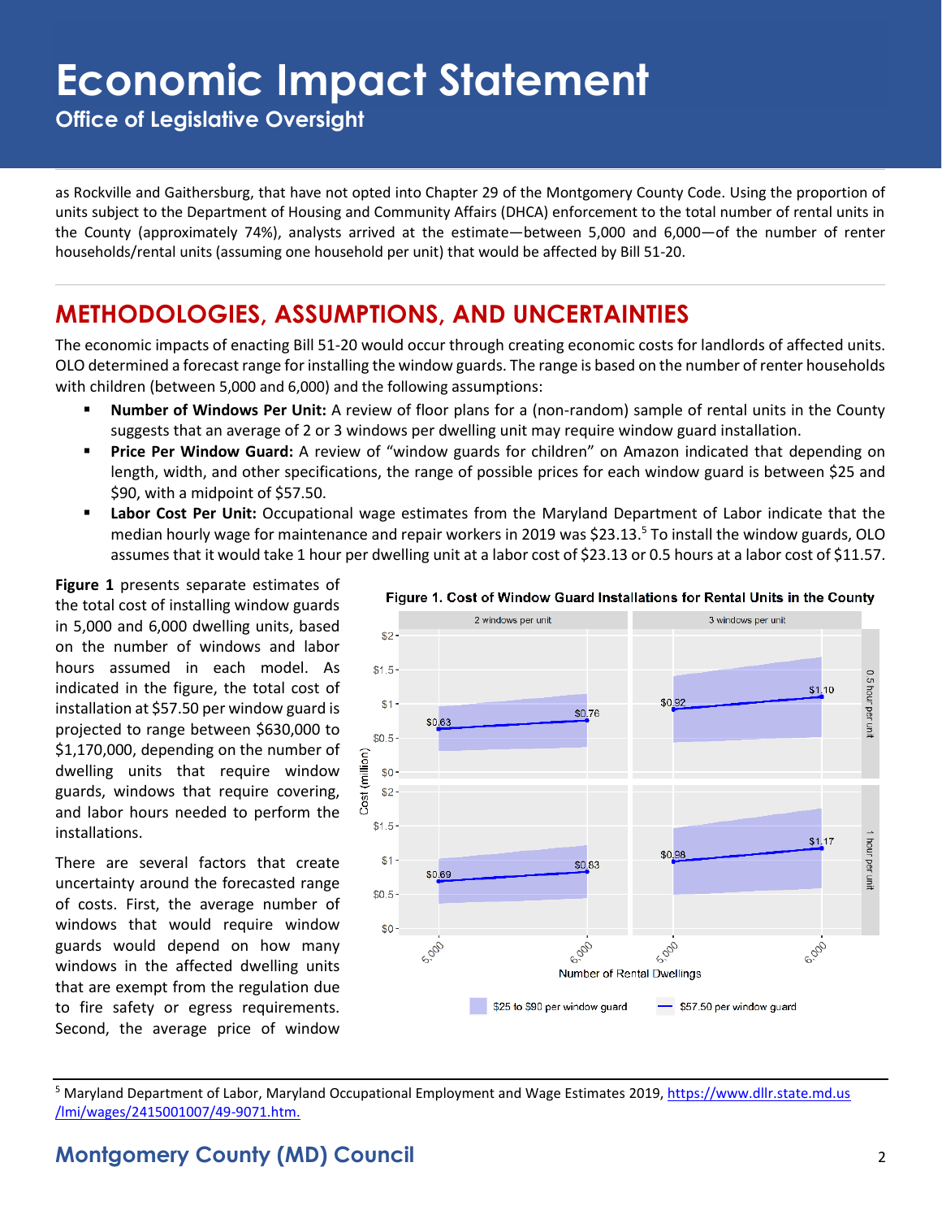as Rockville and Gaithersburg, that have not opted into Chapter 29 of the Montgomery County Code. Using the proportion of units subject to the Department of Housing and Community Affairs (DHCA) enforcement to the total number of rental units in the County (approximately 74%), analysts arrived at the estimate—between 5,000 and 6,000—of the number of renter households/rental units (assuming one household per unit) that would be affected by Bill 51-20.

## METHODOLOGIES, ASSUMPTIONS, AND UNCERTAINTIES

The economic impacts of enacting Bill 51-20 would occur through creating economic costs for landlords of affected units. OLO determined a forecast range for installing the window guards. The range is based on the number of renter households with children (between 5,000 and 6,000) and the following assumptions:

- **Number of Windows Per Unit:** A review of floor plans for a (non-random) sample of rental units in the County suggests that an average of 2 or 3 windows per dwelling unit may require window guard installation.
- **Price Per Window Guard:** A review of "window guards for children" on Amazon indicated that depending on length, width, and other specifications, the range of possible prices for each window guard is between $25 and $90, with a midpoint of $57.50.
- **Labor Cost Per Unit:** Occupational wage estimates from the Maryland Department of Labor indicate that the median hourly wage for maintenance and repair workers in 2019 was $23.13.[5] To install the window guards, OLO assumes that it would take 1 hour per dwelling unit at a labor cost of $23.13 or 0.5 hours at a labor cost of $11.57.

**Figure 1** presents separate estimates of the total cost of installing window guards in 5,000 and 6,000 dwelling units, based on the number of windows and labor hours assumed in each model. As indicated in the figure, the total cost of installation at $57.50 per window guard is projected to range between $630,000 to $1,170,000, depending on the number of dwelling units that require window guards, windows that require covering, and labor hours needed to perform the installations.

**Figure 1. Cost of Window Guard Installations for Rental Units in the County**

| Labor hours | Windows per unit | 5,000 dwellings | 6,000 dwellings |
|---|---|---|---|
| 0.5 hour per unit | 2 windows per unit | $0.63 | $0.76 |
| 0.5 hour per unit | 3 windows per unit | $0.92 | $1.10 |
| 1 hour per unit | 2 windows per unit | $0.69 | $0.83 |
| 1 hour per unit | 3 windows per unit | $0.98 | $1.17 |

Cost (million); shaded range: $25 to $90 per window guard; line: $57.50 per window guard. Number of Rental Dwellings.

There are several factors that create uncertainty around the forecasted range of costs. First, the average number of windows that would require window guards would depend on how many windows in the affected dwelling units that are exempt from the regulation due to fire safety or egress requirements. Second, the average price of window

[5] Maryland Department of Labor, Maryland Occupational Employment and Wage Estimates 2019, https://www.dllr.state.md.us/lmi/wages/2415001007/49-9071.htm.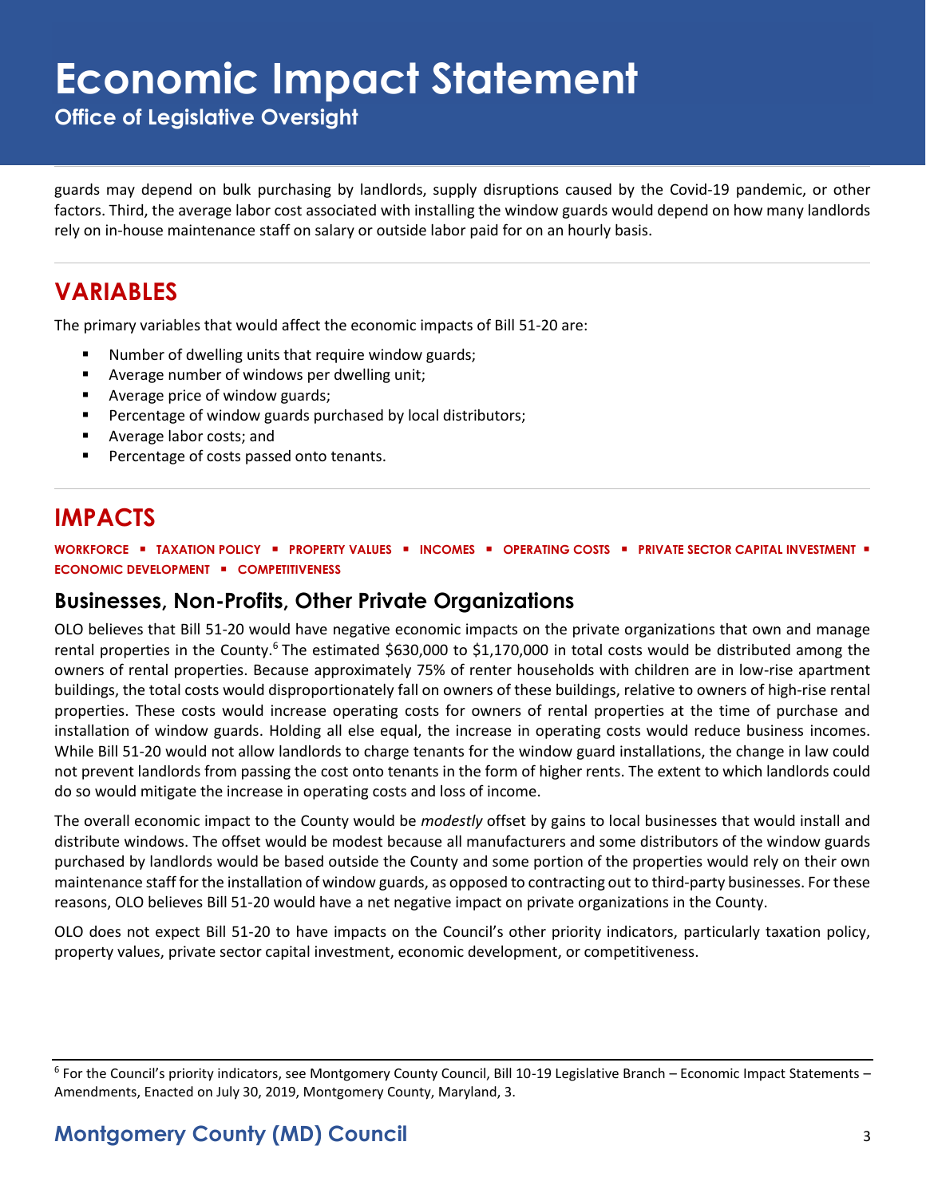guards may depend on bulk purchasing by landlords, supply disruptions caused by the Covid-19 pandemic, or other factors. Third, the average labor cost associated with installing the window guards would depend on how many landlords rely on in-house maintenance staff on salary or outside labor paid for on an hourly basis.

## VARIABLES

The primary variables that would affect the economic impacts of Bill 51-20 are:

- Number of dwelling units that require window guards;
- Average number of windows per dwelling unit;
- Average price of window guards;
- Percentage of window guards purchased by local distributors;
- Average labor costs; and
- Percentage of costs passed onto tenants.

## IMPACTS

**WORKFORCE ▪ TAXATION POLICY ▪ PROPERTY VALUES ▪ INCOMES ▪ OPERATING COSTS ▪ PRIVATE SECTOR CAPITAL INVESTMENT ▪ ECONOMIC DEVELOPMENT ▪ COMPETITIVENESS**

### Businesses, Non-Profits, Other Private Organizations

OLO believes that Bill 51-20 would have negative economic impacts on the private organizations that own and manage rental properties in the County.[6] The estimated $630,000 to $1,170,000 in total costs would be distributed among the owners of rental properties. Because approximately 75% of renter households with children are in low-rise apartment buildings, the total costs would disproportionately fall on owners of these buildings, relative to owners of high-rise rental properties. These costs would increase operating costs for owners of rental properties at the time of purchase and installation of window guards. Holding all else equal, the increase in operating costs would reduce business incomes. While Bill 51-20 would not allow landlords to charge tenants for the window guard installations, the change in law could not prevent landlords from passing the cost onto tenants in the form of higher rents. The extent to which landlords could do so would mitigate the increase in operating costs and loss of income.

The overall economic impact to the County would be *modestly* offset by gains to local businesses that would install and distribute windows. The offset would be modest because all manufacturers and some distributors of the window guards purchased by landlords would be based outside the County and some portion of the properties would rely on their own maintenance staff for the installation of window guards, as opposed to contracting out to third-party businesses. For these reasons, OLO believes Bill 51-20 would have a net negative impact on private organizations in the County.

OLO does not expect Bill 51-20 to have impacts on the Council's other priority indicators, particularly taxation policy, property values, private sector capital investment, economic development, or competitiveness.

---

[6] For the Council's priority indicators, see Montgomery County Council, Bill 10-19 Legislative Branch – Economic Impact Statements – Amendments, Enacted on July 30, 2019, Montgomery County, Maryland, 3.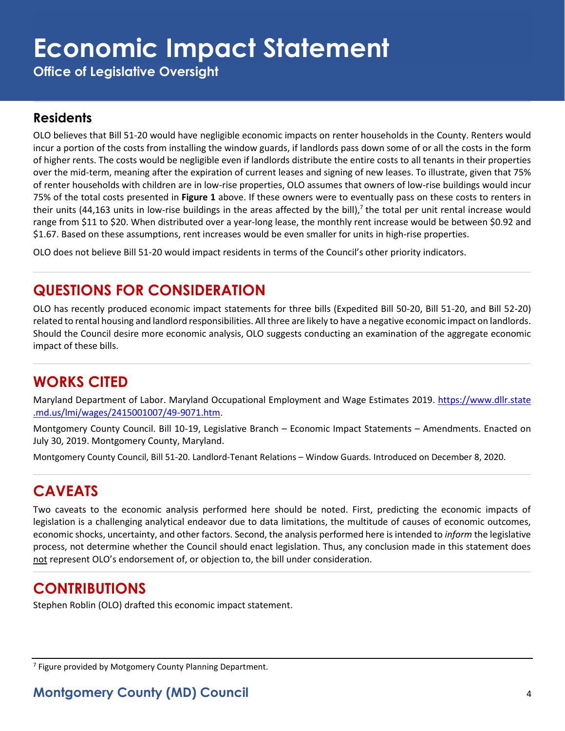### Residents

OLO believes that Bill 51-20 would have negligible economic impacts on renter households in the County. Renters would incur a portion of the costs from installing the window guards, if landlords pass down some of or all the costs in the form of higher rents. The costs would be negligible even if landlords distribute the entire costs to all tenants in their properties over the mid-term, meaning after the expiration of current leases and signing of new leases. To illustrate, given that 75% of renter households with children are in low-rise properties, OLO assumes that owners of low-rise buildings would incur 75% of the total costs presented in **Figure 1** above. If these owners were to eventually pass on these costs to renters in their units (44,163 units in low-rise buildings in the areas affected by the bill),[7] the total per unit rental increase would range from $11 to $20. When distributed over a year-long lease, the monthly rent increase would be between $0.92 and $1.67. Based on these assumptions, rent increases would be even smaller for units in high-rise properties.

OLO does not believe Bill 51-20 would impact residents in terms of the Council's other priority indicators.

## QUESTIONS FOR CONSIDERATION

OLO has recently produced economic impact statements for three bills (Expedited Bill 50-20, Bill 51-20, and Bill 52-20) related to rental housing and landlord responsibilities. All three are likely to have a negative economic impact on landlords. Should the Council desire more economic analysis, OLO suggests conducting an examination of the aggregate economic impact of these bills.

## WORKS CITED

Maryland Department of Labor. Maryland Occupational Employment and Wage Estimates 2019. https://www.dllr.state.md.us/lmi/wages/2415001007/49-9071.htm.

Montgomery County Council. Bill 10-19, Legislative Branch – Economic Impact Statements – Amendments. Enacted on July 30, 2019. Montgomery County, Maryland.

Montgomery County Council, Bill 51-20. Landlord-Tenant Relations – Window Guards. Introduced on December 8, 2020.

## CAVEATS

Two caveats to the economic analysis performed here should be noted. First, predicting the economic impacts of legislation is a challenging analytical endeavor due to data limitations, the multitude of causes of economic outcomes, economic shocks, uncertainty, and other factors. Second, the analysis performed here is intended to *inform* the legislative process, not determine whether the Council should enact legislation. Thus, any conclusion made in this statement does not represent OLO's endorsement of, or objection to, the bill under consideration.

## CONTRIBUTIONS

Stephen Roblin (OLO) drafted this economic impact statement.

[7] Figure provided by Motgomery County Planning Department.